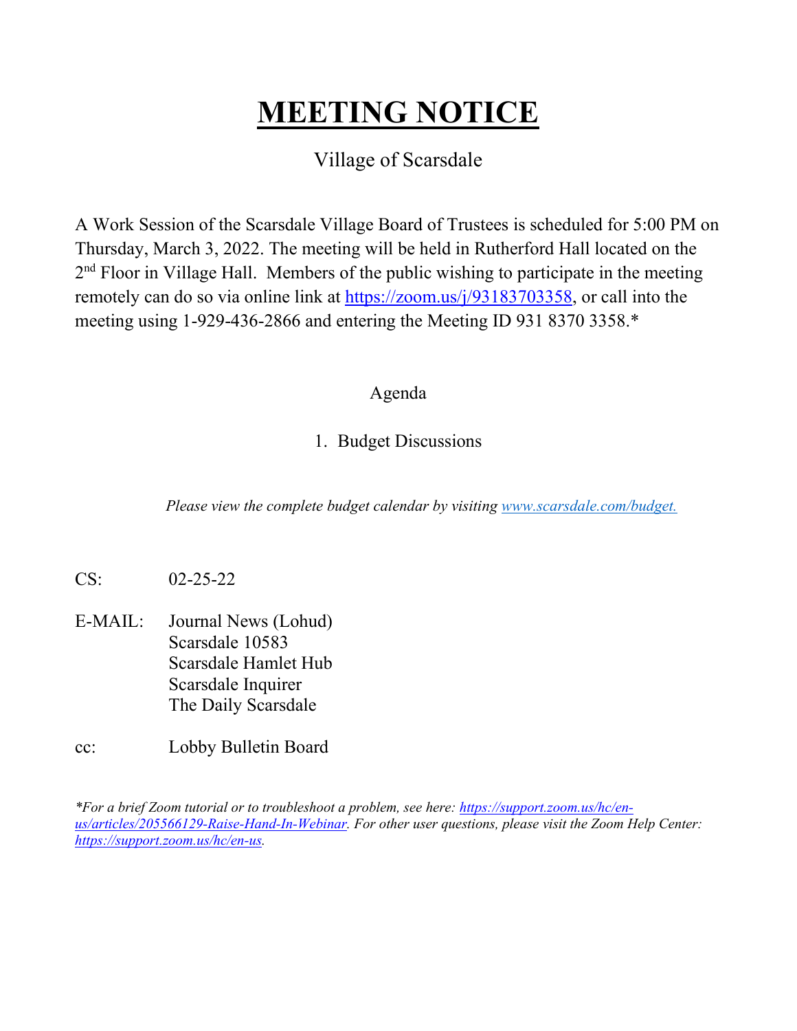# MEETING NOTICE

Village of Scarsdale

A Work Session of the Scarsdale Village Board of Trustees is scheduled for 5:00 PM on Thursday, March 3, 2022. The meeting will be held in Rutherford Hall located on the 2nd Floor in Village Hall. Members of the public wishing to participate in the meeting remotely can do so via online link at https://zoom.us/j/93183703358, or call into the meeting using 1-929-436-2866 and entering the Meeting ID 931 8370 3358.*

Agenda

1. Budget Discussions

*Please view the complete budget calendar by visiting www.scarsdale.com/budget.*

CS: 02-25-22

E-MAIL: Journal News (Lohud)
Scarsdale 10583
Scarsdale Hamlet Hub
Scarsdale Inquirer
The Daily Scarsdale

cc: Lobby Bulletin Board

**For a brief Zoom tutorial or to troubleshoot a problem, see here: https://support.zoom.us/hc/en-us/articles/205566129-Raise-Hand-In-Webinar. For other user questions, please visit the Zoom Help Center: https://support.zoom.us/hc/en-us.*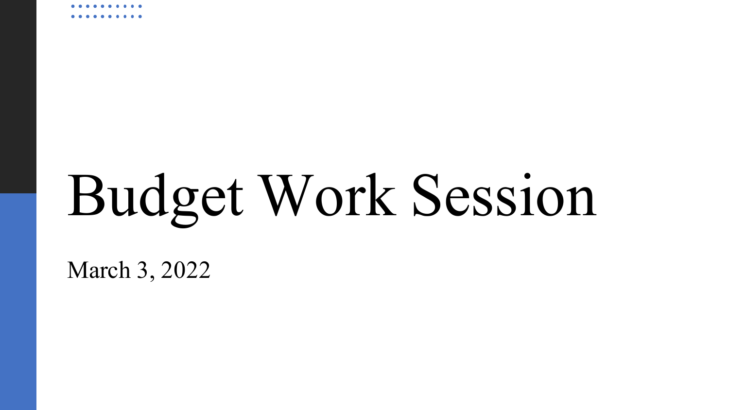# Budget Work Session

March 3, 2022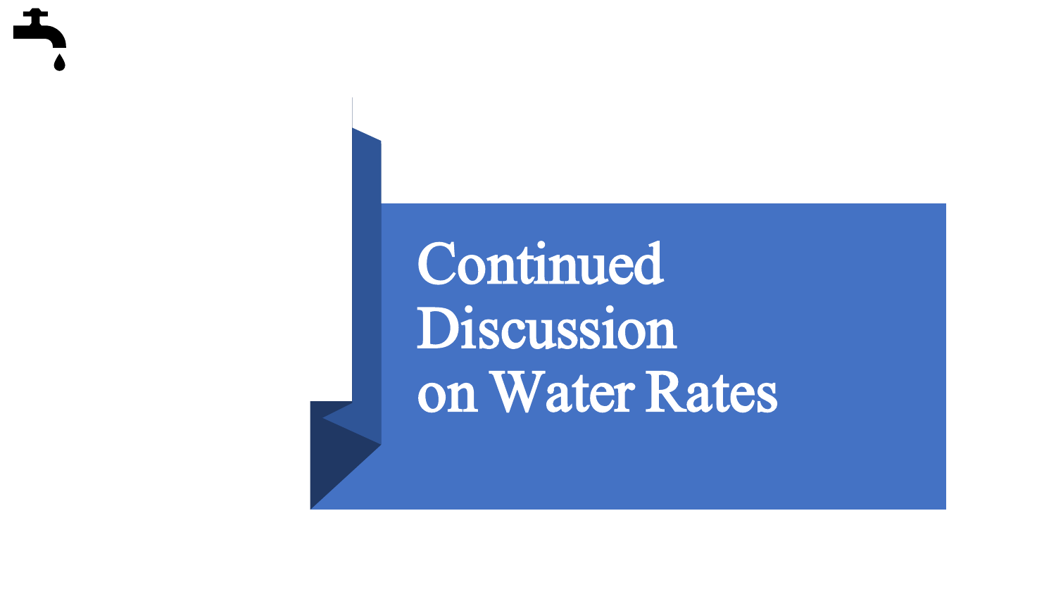# Continued Discussion on Water Rates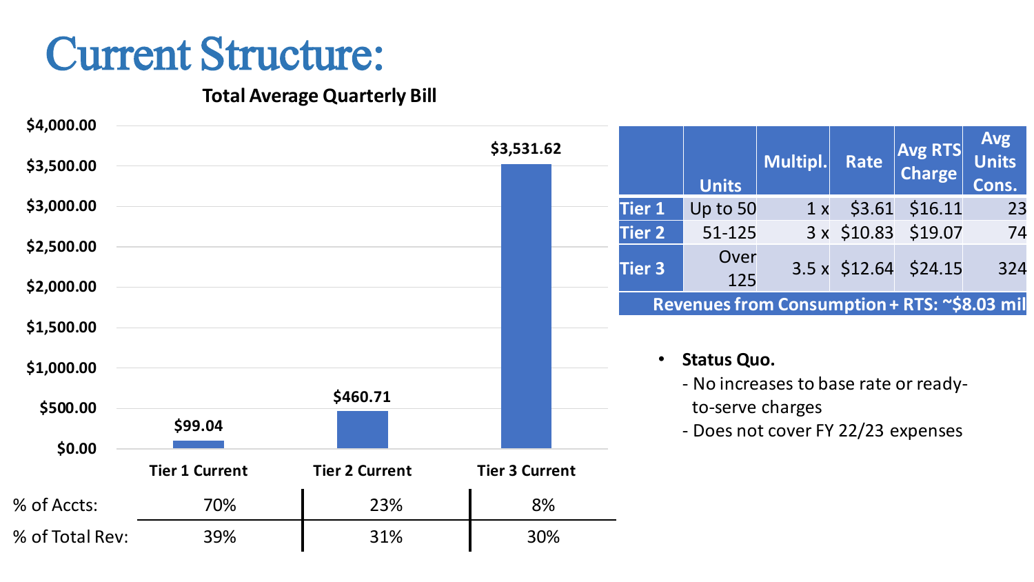# Current Structure:

**Total Average Quarterly Bill**

| | Tier 1 Current | Tier 2 Current | Tier 3 Current |
|---|---|---|---|
| Total Average Quarterly Bill | $99.04 | $460.71 | $3,531.62 |
| % of Accts: | 70% | 23% | 8% |
| % of Total Rev: | 39% | 31% | 30% |

| | Units | Multipl. | Rate | Avg RTS Charge | Avg Units Cons. |
|---|---|---|---|---|---|
| Tier 1 | Up to 50 | 1 x | $3.61 | $16.11 | 23 |
| Tier 2 | 51-125 | 3 x | $10.83 | $19.07 | 74 |
| Tier 3 | Over 125 | 3.5 x | $12.64 | $24.15 | 324 |
| Revenues from Consumption + RTS: ~$8.03 mil | | | | | |

- **Status Quo.**
  - No increases to base rate or ready-to-serve charges
  - Does not cover FY 22/23 expenses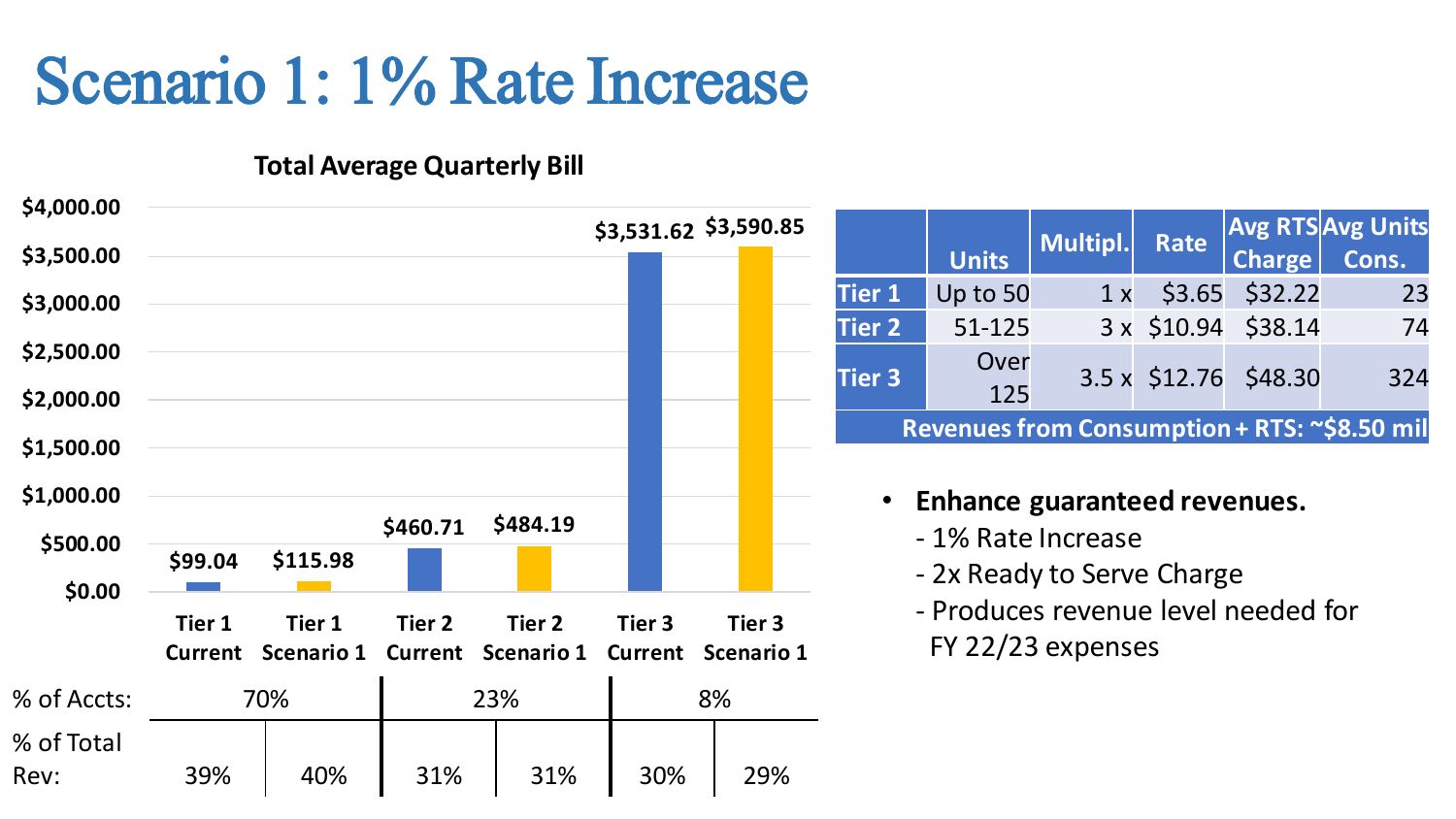# Scenario 1: 1% Rate Increase

**Total Average Quarterly Bill**

$4,000.00
$3,500.00
$3,000.00
$2,500.00
$2,000.00
$1,500.00
$1,000.00
$500.00
$0.00

$99.04
$115.98
$460.71
$484.19
$3,531.62
$3,590.85

Tier 1 Current
Tier 1 Scenario 1
Tier 2 Current
Tier 2 Scenario 1
Tier 3 Current
Tier 3 Scenario 1

| | Tier 1 Current | Tier 1 Scenario 1 | Tier 2 Current | Tier 2 Scenario 1 | Tier 3 Current | Tier 3 Scenario 1 |
|---|---|---|---|---|---|---|
| % of Accts: | 70% | | 23% | | 8% | |
| % of Total Rev: | 39% | 40% | 31% | 31% | 30% | 29% |

| | Units | Multipl. | Rate | Avg RTS Charge | Avg Units Cons. |
|---|---|---|---|---|---|
| Tier 1 | Up to 50 | 1 x | $3.65 | $32.22 | 23 |
| Tier 2 | 51-125 | 3 x | $10.94 | $38.14 | 74 |
| Tier 3 | Over 125 | 3.5 x | $12.76 | $48.30 | 324 |
| Revenues from Consumption + RTS: ~$8.50 mil | | | | | |

- **Enhance guaranteed revenues.**
  - 1% Rate Increase
  - 2x Ready to Serve Charge
  - Produces revenue level needed for FY 22/23 expenses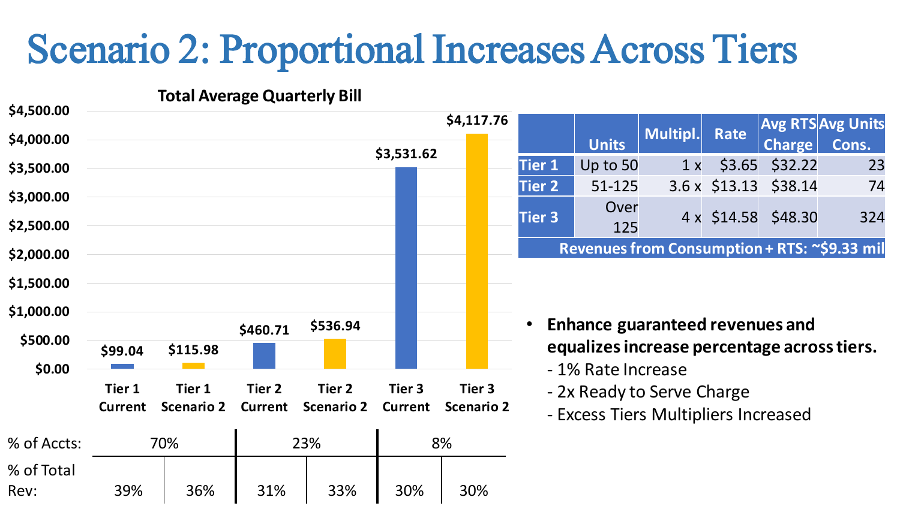# Scenario 2: Proportional Increases Across Tiers

**Total Average Quarterly Bill**

$4,500.00
$4,000.00
$3,500.00
$3,000.00
$2,500.00
$2,000.00
$1,500.00
$1,000.00
$500.00
$0.00

$99.04 — Tier 1 Current
$115.98 — Tier 1 Scenario 2
$460.71 — Tier 2 Current
$536.94 — Tier 2 Scenario 2
$3,531.62 — Tier 3 Current
$4,117.76 — Tier 3 Scenario 2

% of Accts: 70% | 23% | 8%

% of Total Rev: 39% | 36% | 31% | 33% | 30% | 30%

| | Units | Multipl. | Rate | Avg RTS Charge | Avg Units Cons. |
|---|---|---|---|---|---|
| Tier 1 | Up to 50 | 1 x | $3.65 | $32.22 | 23 |
| Tier 2 | 51-125 | 3.6 x | $13.13 | $38.14 | 74 |
| Tier 3 | Over 125 | 4 x | $14.58 | $48.30 | 324 |
| Revenues from Consumption + RTS: ~$9.33 mil | | | | | |

- **Enhance guaranteed revenues and equalizes increase percentage across tiers.**
  - 1% Rate Increase
  - 2x Ready to Serve Charge
  - Excess Tiers Multipliers Increased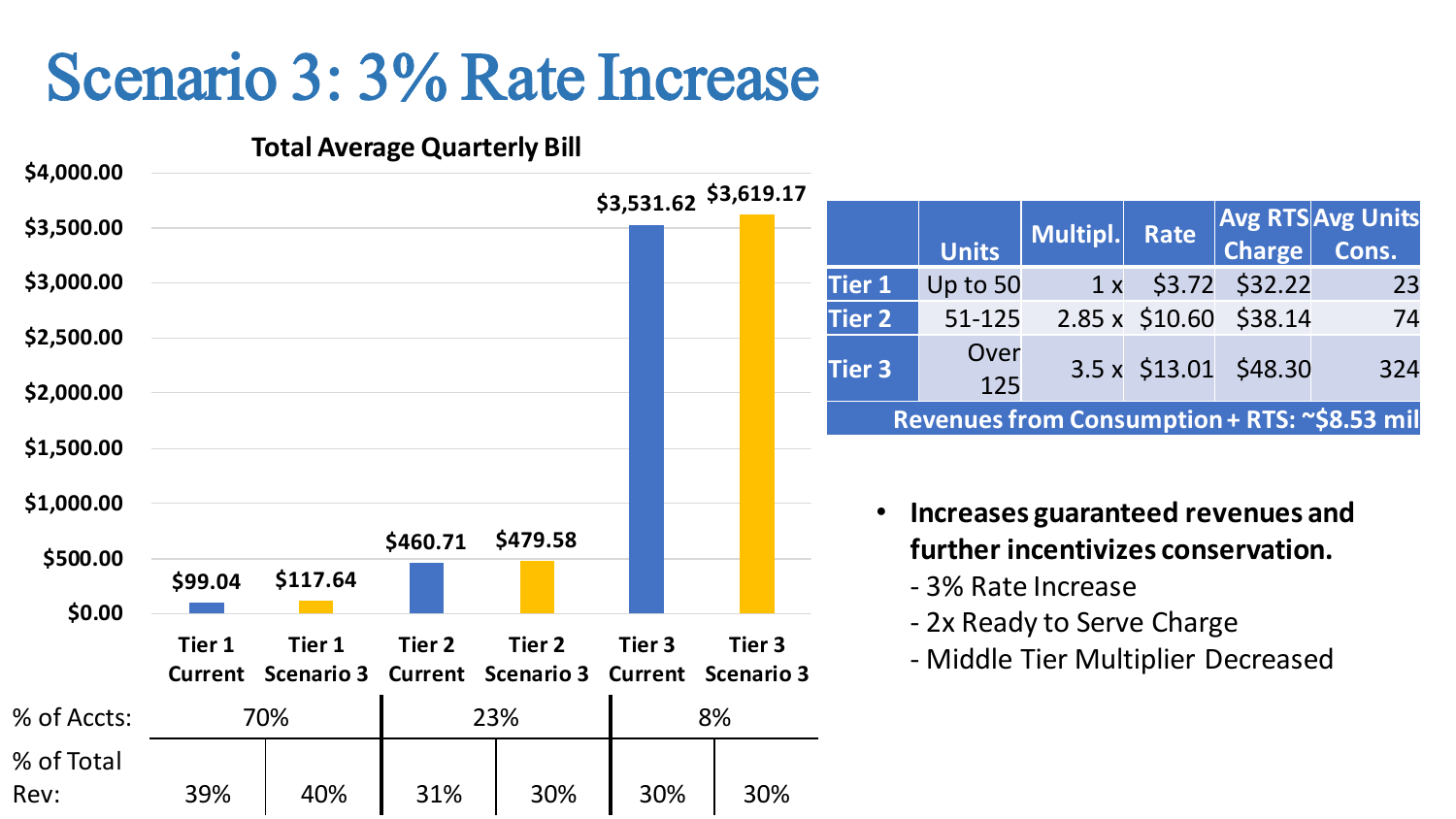# Scenario 3: 3% Rate Increase

**Total Average Quarterly Bill**

| | Tier 1 Current | Tier 1 Scenario 3 | Tier 2 Current | Tier 2 Scenario 3 | Tier 3 Current | Tier 3 Scenario 3 |
|---|---|---|---|---|---|---|
| Total Average Quarterly Bill | $99.04 | $117.64 | $460.71 | $479.58 | $3,531.62 | $3,619.17 |
| % of Accts: | 70% | | 23% | | 8% | |
| % of Total Rev: | 39% | 40% | 31% | 30% | 30% | 30% |

| | Units | Multipl. | Rate | Avg RTS Charge | Avg Units Cons. |
|---|---|---|---|---|---|
| Tier 1 | Up to 50 | 1 x | $3.72 | $32.22 | 23 |
| Tier 2 | 51-125 | 2.85 x | $10.60 | $38.14 | 74 |
| Tier 3 | Over 125 | 3.5 x | $13.01 | $48.30 | 324 |
| Revenues from Consumption + RTS: ~$8.53 mil | | | | | |

- **Increases guaranteed revenues and further incentivizes conservation.**
  - 3% Rate Increase
  - 2x Ready to Serve Charge
  - Middle Tier Multiplier Decreased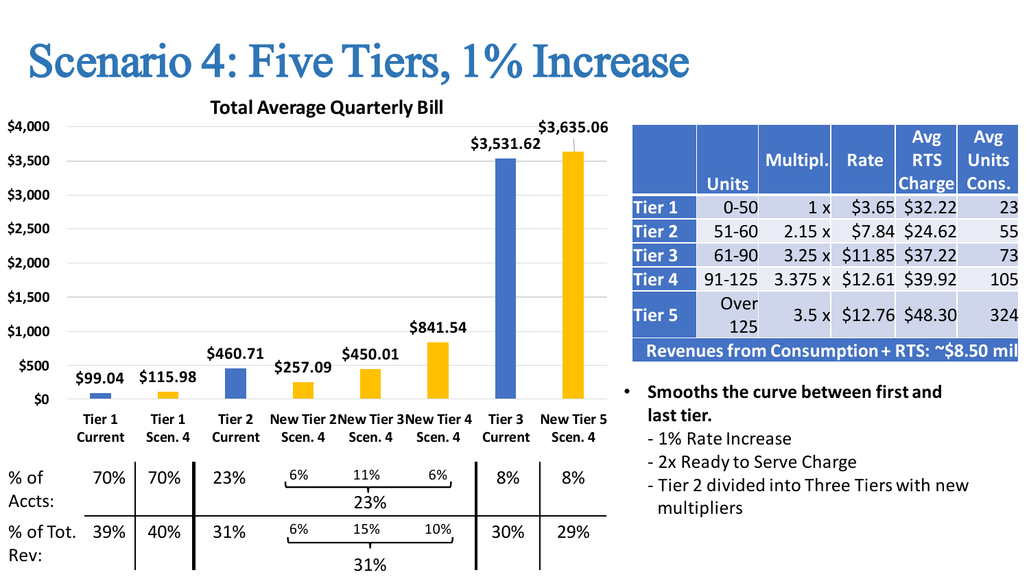# Scenario 4: Five Tiers, 1% Increase

**Total Average Quarterly Bill**

$4,000
$3,500
$3,000
$2,500
$2,000
$1,500
$1,000
$500
$0

$99.04 — Tier 1 Current
$115.98 — Tier 1 Scen. 4
$460.71 — Tier 2 Current
$257.09 — New Tier 2 Scen. 4
$450.01 — New Tier 3 Scen. 4
$841.54 — New Tier 4 Scen. 4
$3,531.62 — Tier 3 Current
$3,635.06 — New Tier 5 Scen. 4

| | Tier 1 Current | Tier 1 Scen. 4 | Tier 2 Current | New Tier 2 Scen. 4 | New Tier 3 Scen. 4 | New Tier 4 Scen. 4 | Tier 3 Current | New Tier 5 Scen. 4 |
|---|---|---|---|---|---|---|---|---|
| % of Accts: | 70% | 70% | 23% | 6% | 11% | 6% | 8% | 8% |
| | | | | | 23% | | | |
| % of Tot. Rev: | 39% | 40% | 31% | 6% | 15% | 10% | 30% | 29% |
| | | | | | 31% | | | |

| | Units | Multipl. | Rate | Avg RTS Charge | Avg Units Cons. |
|---|---|---|---|---|---|
| Tier 1 | 0-50 | 1 x | $3.65 | $32.22 | 23 |
| Tier 2 | 51-60 | 2.15 x | $7.84 | $24.62 | 55 |
| Tier 3 | 61-90 | 3.25 x | $11.85 | $37.22 | 73 |
| Tier 4 | 91-125 | 3.375 x | $12.61 | $39.92 | 105 |
| Tier 5 | Over 125 | 3.5 x | $12.76 | $48.30 | 324 |
| Revenues from Consumption + RTS: ~$8.50 mil | | | | | |

- **Smooths the curve between first and last tier.**
  - 1% Rate Increase
  - 2x Ready to Serve Charge
  - Tier 2 divided into Three Tiers with new multipliers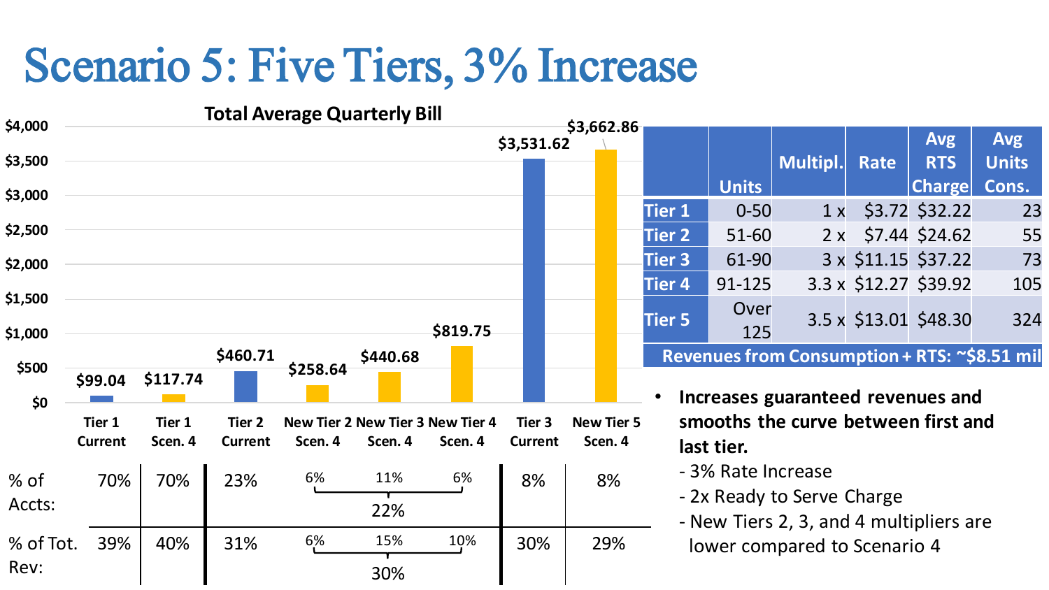# Scenario 5: Five Tiers, 3% Increase

Total Average Quarterly Bill

$4,000
$3,500
$3,000
$2,500
$2,000
$1,500
$1,000
$500
$0

$99.04 Tier 1 Current
$117.74 Tier 1 Scen. 4
$460.71 Tier 2 Current
$258.64 New Tier 2 Scen. 4
$440.68 New Tier 3 Scen. 4
$819.75 New Tier 4 Scen. 4
$3,531.62 Tier 3 Current
$3,662.86 New Tier 5 Scen. 4

| | Tier 1 Current | Tier 1 Scen. 4 | Tier 2 Current | New Tier 2 Scen. 4 | New Tier 3 Scen. 4 | New Tier 4 Scen. 4 | Tier 3 Current | New Tier 5 Scen. 4 |
|---|---|---|---|---|---|---|---|---|
| % of Accts: | 70% | 70% | 23% | 6% | 11% | 6% | 8% | 8% |
| | | | | 22% | | | | |
| % of Tot. Rev: | 39% | 40% | 31% | 6% | 15% | 10% | 30% | 29% |
| | | | | 30% | | | | |

| | Units | Multipl. | Rate | Avg RTS Charge | Avg Units Cons. |
|---|---|---|---|---|---|
| Tier 1 | 0-50 | 1 x | $3.72 | $32.22 | 23 |
| Tier 2 | 51-60 | 2 x | $7.44 | $24.62 | 55 |
| Tier 3 | 61-90 | 3 x | $11.15 | $37.22 | 73 |
| Tier 4 | 91-125 | 3.3 x | $12.27 | $39.92 | 105 |
| Tier 5 | Over 125 | 3.5 x | $13.01 | $48.30 | 324 |
| Revenues from Consumption + RTS: ~$8.51 mil | | | | | |

- **Increases guaranteed revenues and smooths the curve between first and last tier.**
  - 3% Rate Increase
  - 2x Ready to Serve Charge
  - New Tiers 2, 3, and 4 multipliers are lower compared to Scenario 4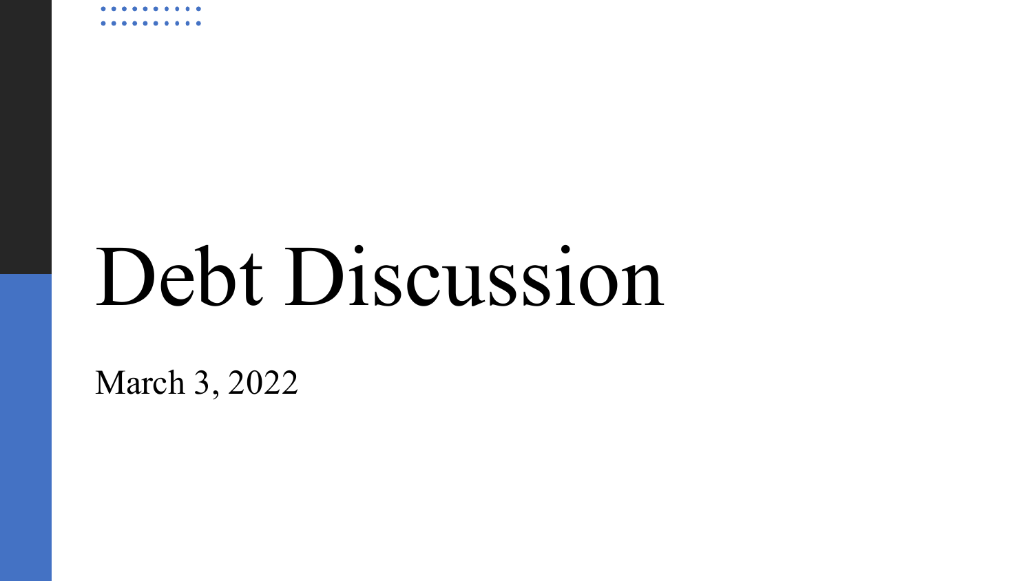# Debt Discussion

March 3, 2022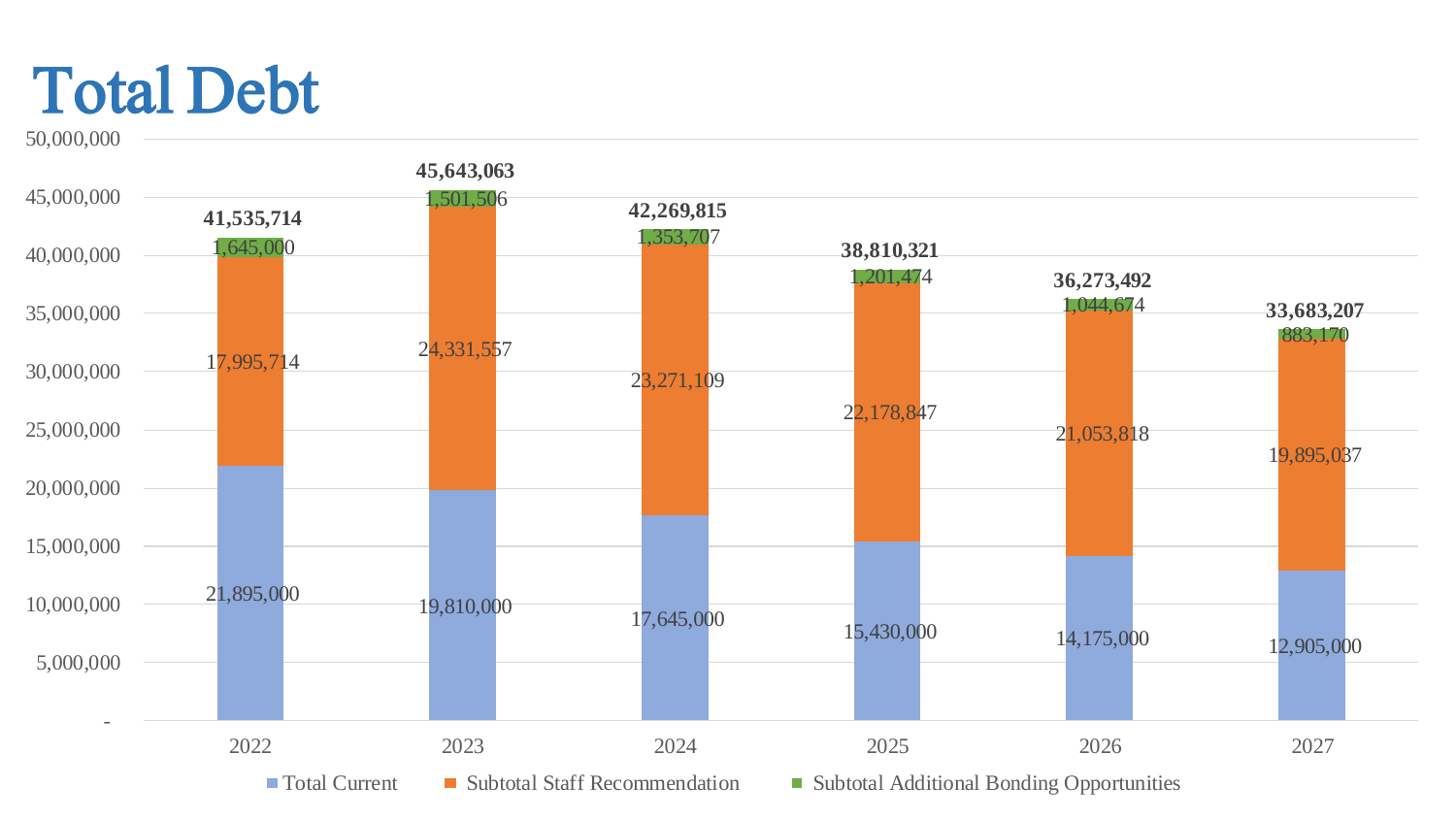# Total Debt

50,000,000
45,000,000
40,000,000
35,000,000
30,000,000
25,000,000
20,000,000
15,000,000
10,000,000
5,000,000
-

2022: 41,535,714
1,645,000
17,995,714
21,895,000

2023: 45,643,063
1,501,506
24,331,557
19,810,000

2024: 42,269,815
1,353,707
23,271,109
17,645,000

2025: 38,810,321
1,201,474
22,178,847
15,430,000

2026: 36,273,492
1,044,674
21,053,818
14,175,000

2027: 33,683,207
883,170
19,895,037
12,905,000

Total Current
Subtotal Staff Recommendation
Subtotal Additional Bonding Opportunities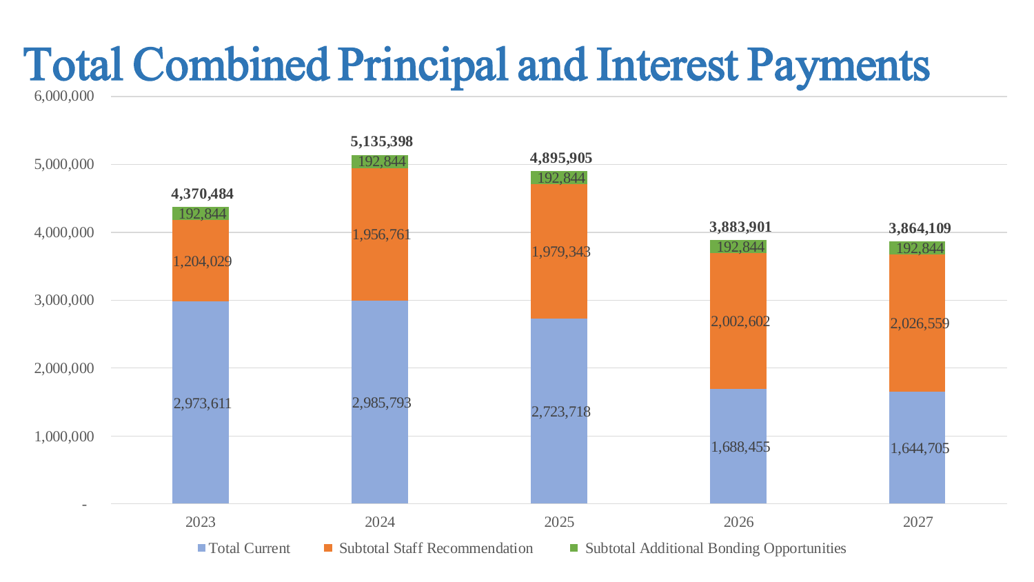# Total Combined Principal and Interest Payments

6,000,000
5,000,000
4,000,000
3,000,000
2,000,000
1,000,000
-

2023
4,370,484
192,844
1,204,029
2,973,611

2024
5,135,398
192,844
1,956,761
2,985,793

2025
4,895,905
192,844
1,979,343
2,723,718

2026
3,883,901
192,844
2,002,602
1,688,455

2027
3,864,109
192,844
2,026,559
1,644,705

Total Current
Subtotal Staff Recommendation
Subtotal Additional Bonding Opportunities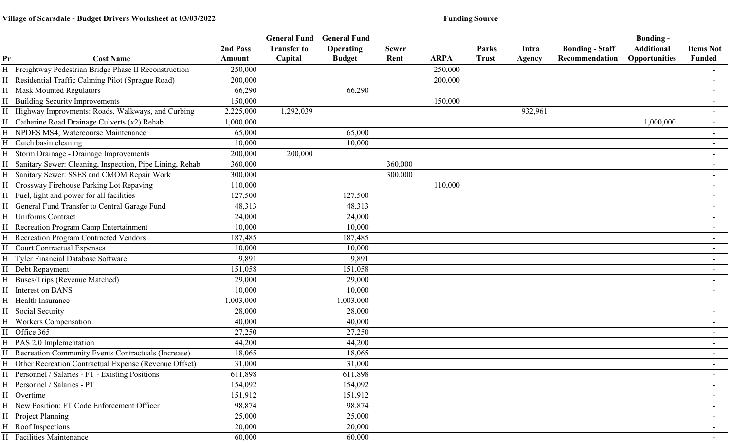**Village of Scarsdale - Budget Drivers Worksheet at 03/03/2022**

| | | | Funding Source | | | | | | | | |
|---|---|---|---|---|---|---|---|---|---|---|---|
| Pr | Cost Name | 2nd Pass Amount | General Fund Transfer to Capital | General Fund Operating Budget | Sewer Rent | ARPA | Parks Trust | Intra Agency | Bonding - Staff Recommendation | Bonding - Additional Opportunities | Items Not Funded |
| H | Freightway Pedestrian Bridge Phase II Reconstruction | 250,000 | | | | 250,000 | | | | | - |
| H | Residential Traffic Calming Pilot (Sprague Road) | 200,000 | | | | 200,000 | | | | | - |
| H | Mask Mounted Regulators | 66,290 | | 66,290 | | | | | | | - |
| H | Building Security Improvements | 150,000 | | | | 150,000 | | | | | - |
| H | Highway Improvments: Roads, Walkways, and Curbing | 2,225,000 | 1,292,039 | | | | | 932,961 | | | - |
| H | Catherine Road Drainage Culverts (x2) Rehab | 1,000,000 | | | | | | | | 1,000,000 | - |
| H | NPDES MS4; Watercourse Maintenance | 65,000 | | 65,000 | | | | | | | - |
| H | Catch basin cleaning | 10,000 | | 10,000 | | | | | | | - |
| H | Storm Drainage - Drainage Improvements | 200,000 | 200,000 | | | | | | | | - |
| H | Sanitary Sewer: Cleaning, Inspection, Pipe Lining, Rehab | 360,000 | | | 360,000 | | | | | | - |
| H | Sanitary Sewer: SSES and CMOM Repair Work | 300,000 | | | 300,000 | | | | | | - |
| H | Crossway Firehouse Parking Lot Repaving | 110,000 | | | | 110,000 | | | | | - |
| H | Fuel, light and power for all facilities | 127,500 | | 127,500 | | | | | | | - |
| H | General Fund Transfer to Central Garage Fund | 48,313 | | 48,313 | | | | | | | - |
| H | Uniforms Contract | 24,000 | | 24,000 | | | | | | | - |
| H | Recreation Program Camp Entertainment | 10,000 | | 10,000 | | | | | | | - |
| H | Recreation Program Contracted Vendors | 187,485 | | 187,485 | | | | | | | - |
| H | Court Contractual Expenses | 10,000 | | 10,000 | | | | | | | - |
| H | Tyler Financial Database Software | 9,891 | | 9,891 | | | | | | | - |
| H | Debt Repayment | 151,058 | | 151,058 | | | | | | | - |
| H | Buses/Trips (Revenue Matched) | 29,000 | | 29,000 | | | | | | | - |
| H | Interest on BANS | 10,000 | | 10,000 | | | | | | | - |
| H | Health Insurance | 1,003,000 | | 1,003,000 | | | | | | | - |
| H | Social Security | 28,000 | | 28,000 | | | | | | | - |
| H | Workers Compensation | 40,000 | | 40,000 | | | | | | | - |
| H | Office 365 | 27,250 | | 27,250 | | | | | | | - |
| H | PAS 2.0 Implementation | 44,200 | | 44,200 | | | | | | | - |
| H | Recreation Community Events Contractuals (Increase) | 18,065 | | 18,065 | | | | | | | - |
| H | Other Recreation Contractual Expense (Revenue Offset) | 31,000 | | 31,000 | | | | | | | - |
| H | Personnel / Salaries - FT - Existing Positions | 611,898 | | 611,898 | | | | | | | - |
| H | Personnel / Salaries - PT | 154,092 | | 154,092 | | | | | | | - |
| H | Overtime | 151,912 | | 151,912 | | | | | | | - |
| H | New Position: FT Code Enforcement Officer | 98,874 | | 98,874 | | | | | | | - |
| H | Project Planning | 25,000 | | 25,000 | | | | | | | - |
| H | Roof Inspections | 20,000 | | 20,000 | | | | | | | - |
| H | Facilities Maintenance | 60,000 | | 60,000 | | | | | | | - |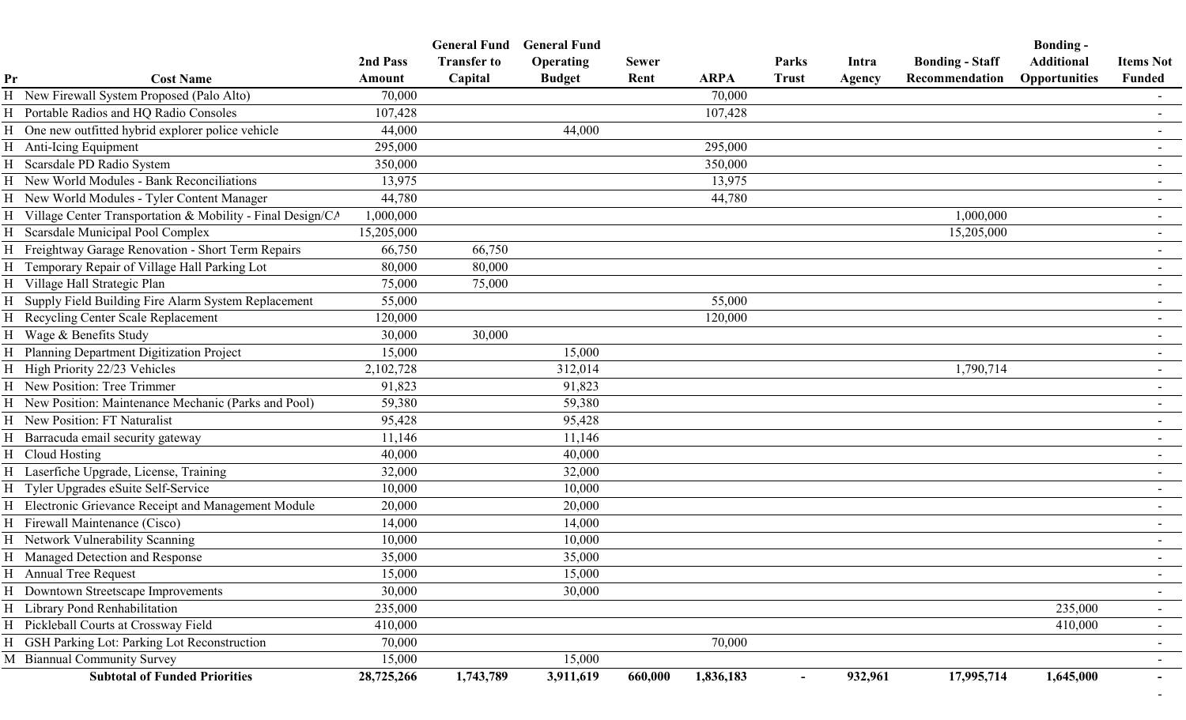| Pr | Cost Name | 2nd Pass Amount | General Fund Transfer to Capital | General Fund Operating Budget | Sewer Rent | ARPA | Parks Trust | Intra Agency | Bonding - Staff Recommendation | Bonding - Additional Opportunities | Items Not Funded |
|---|---|---|---|---|---|---|---|---|---|---|---|
| H | New Firewall System Proposed (Palo Alto) | 70,000 | | | | 70,000 | | | | | - |
| H | Portable Radios and HQ Radio Consoles | 107,428 | | | | 107,428 | | | | | - |
| H | One new outfitted hybrid explorer police vehicle | 44,000 | | 44,000 | | | | | | | - |
| H | Anti-Icing Equipment | 295,000 | | | | 295,000 | | | | | - |
| H | Scarsdale PD Radio System | 350,000 | | | | 350,000 | | | | | - |
| H | New World Modules - Bank Reconciliations | 13,975 | | | | 13,975 | | | | | - |
| H | New World Modules - Tyler Content Manager | 44,780 | | | | 44,780 | | | | | - |
| H | Village Center Transportation & Mobility - Final Design/CA | 1,000,000 | | | | | | | 1,000,000 | | - |
| H | Scarsdale Municipal Pool Complex | 15,205,000 | | | | | | | 15,205,000 | | - |
| H | Freightway Garage Renovation - Short Term Repairs | 66,750 | 66,750 | | | | | | | | - |
| H | Temporary Repair of Village Hall Parking Lot | 80,000 | 80,000 | | | | | | | | - |
| H | Village Hall Strategic Plan | 75,000 | 75,000 | | | | | | | | - |
| H | Supply Field Building Fire Alarm System Replacement | 55,000 | | | | 55,000 | | | | | - |
| H | Recycling Center Scale Replacement | 120,000 | | | | 120,000 | | | | | - |
| H | Wage & Benefits Study | 30,000 | 30,000 | | | | | | | | - |
| H | Planning Department Digitization Project | 15,000 | | 15,000 | | | | | | | - |
| H | High Priority 22/23 Vehicles | 2,102,728 | | 312,014 | | | | | 1,790,714 | | - |
| H | New Position: Tree Trimmer | 91,823 | | 91,823 | | | | | | | - |
| H | New Position: Maintenance Mechanic (Parks and Pool) | 59,380 | | 59,380 | | | | | | | - |
| H | New Position: FT Naturalist | 95,428 | | 95,428 | | | | | | | - |
| H | Barracuda email security gateway | 11,146 | | 11,146 | | | | | | | - |
| H | Cloud Hosting | 40,000 | | 40,000 | | | | | | | - |
| H | Laserfiche Upgrade, License, Training | 32,000 | | 32,000 | | | | | | | - |
| H | Tyler Upgrades eSuite Self-Service | 10,000 | | 10,000 | | | | | | | - |
| H | Electronic Grievance Receipt and Management Module | 20,000 | | 20,000 | | | | | | | - |
| H | Firewall Maintenance (Cisco) | 14,000 | | 14,000 | | | | | | | - |
| H | Network Vulnerability Scanning | 10,000 | | 10,000 | | | | | | | - |
| H | Managed Detection and Response | 35,000 | | 35,000 | | | | | | | - |
| H | Annual Tree Request | 15,000 | | 15,000 | | | | | | | - |
| H | Downtown Streetscape Improvements | 30,000 | | 30,000 | | | | | | | - |
| H | Library Pond Renhabilitation | 235,000 | | | | | | | | 235,000 | - |
| H | Pickleball Courts at Crossway Field | 410,000 | | | | | | | | 410,000 | - |
| H | GSH Parking Lot: Parking Lot Reconstruction | 70,000 | | | | 70,000 | | | | | - |
| M | Biannual Community Survey | 15,000 | | 15,000 | | | | | | | - |
| | **Subtotal of Funded Priorities** | **28,725,266** | **1,743,789** | **3,911,619** | **660,000** | **1,836,183** | **-** | **932,961** | **17,995,714** | **1,645,000** | **-** |
| | | | | | | | | | | | - |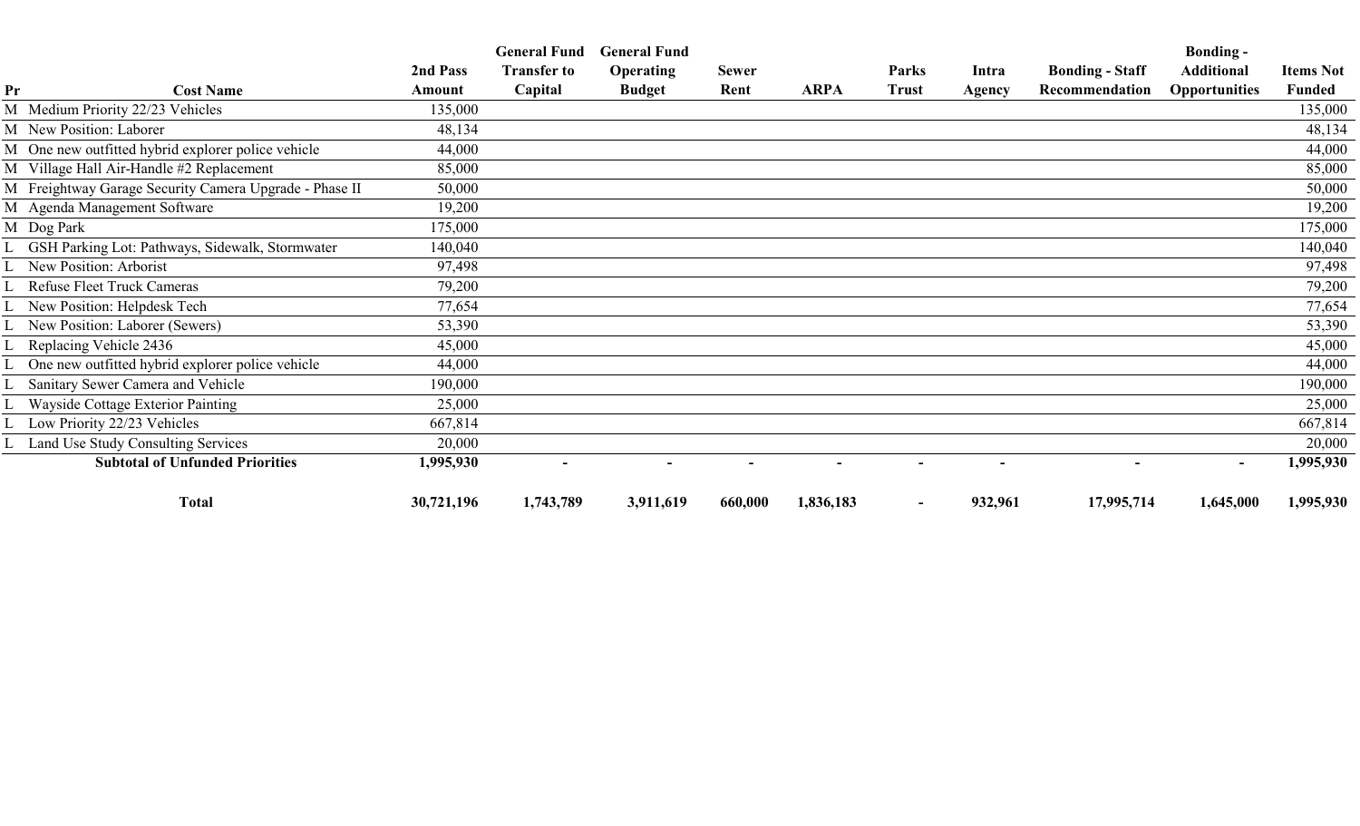| Pr | Cost Name | 2nd Pass Amount | General Fund Transfer to Capital | General Fund Operating Budget | Sewer Rent | ARPA | Parks Trust | Intra Agency | Bonding - Staff Recommendation | Bonding - Additional Opportunities | Items Not Funded |
|---|---|---|---|---|---|---|---|---|---|---|---|
| M | Medium Priority 22/23 Vehicles | 135,000 | | | | | | | | | 135,000 |
| M | New Position: Laborer | 48,134 | | | | | | | | | 48,134 |
| M | One new outfitted hybrid explorer police vehicle | 44,000 | | | | | | | | | 44,000 |
| M | Village Hall Air-Handle #2 Replacement | 85,000 | | | | | | | | | 85,000 |
| M | Freightway Garage Security Camera Upgrade - Phase II | 50,000 | | | | | | | | | 50,000 |
| M | Agenda Management Software | 19,200 | | | | | | | | | 19,200 |
| M | Dog Park | 175,000 | | | | | | | | | 175,000 |
| L | GSH Parking Lot: Pathways, Sidewalk, Stormwater | 140,040 | | | | | | | | | 140,040 |
| L | New Position: Arborist | 97,498 | | | | | | | | | 97,498 |
| L | Refuse Fleet Truck Cameras | 79,200 | | | | | | | | | 79,200 |
| L | New Position: Helpdesk Tech | 77,654 | | | | | | | | | 77,654 |
| L | New Position: Laborer (Sewers) | 53,390 | | | | | | | | | 53,390 |
| L | Replacing Vehicle 2436 | 45,000 | | | | | | | | | 45,000 |
| L | One new outfitted hybrid explorer police vehicle | 44,000 | | | | | | | | | 44,000 |
| L | Sanitary Sewer Camera and Vehicle | 190,000 | | | | | | | | | 190,000 |
| L | Wayside Cottage Exterior Painting | 25,000 | | | | | | | | | 25,000 |
| L | Low Priority 22/23 Vehicles | 667,814 | | | | | | | | | 667,814 |
| L | Land Use Study Consulting Services | 20,000 | | | | | | | | | 20,000 |
| | **Subtotal of Unfunded Priorities** | **1,995,930** | **-** | **-** | **-** | **-** | **-** | **-** | **-** | **-** | **1,995,930** |
| | **Total** | **30,721,196** | **1,743,789** | **3,911,619** | **660,000** | **1,836,183** | **-** | **932,961** | **17,995,714** | **1,645,000** | **1,995,930** |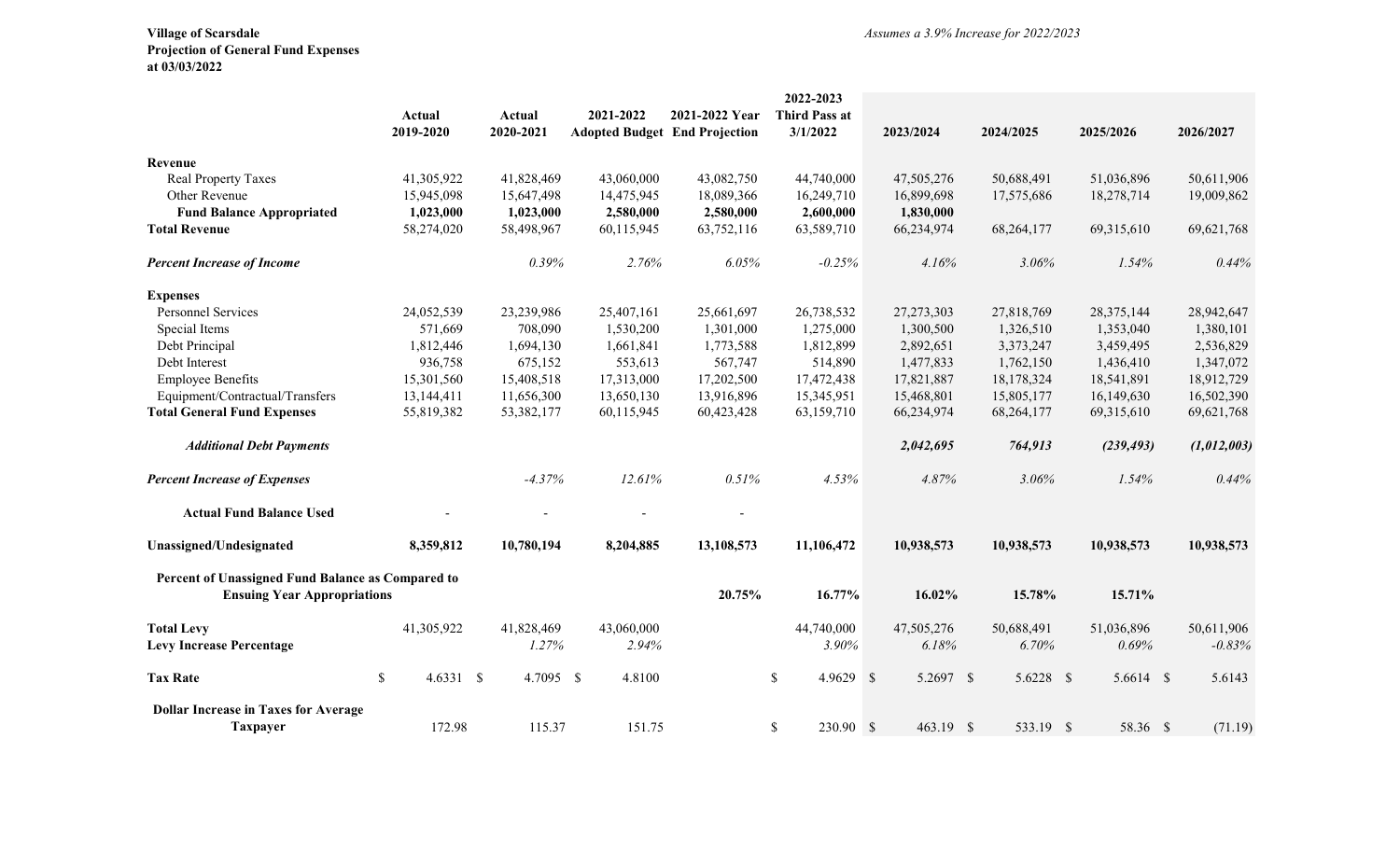**Village of Scarsdale**
**Projection of General Fund Expenses**
**at 03/03/2022**

*Assumes a 3.9% Increase for 2022/2023*

| | Actual 2019-2020 | Actual 2020-2021 | 2021-2022 Adopted Budget | 2021-2022 Year End Projection | 2022-2023 Third Pass at 3/1/2022 | 2023/2024 | 2024/2025 | 2025/2026 | 2026/2027 |
|---|---|---|---|---|---|---|---|---|---|
| **Revenue** | | | | | | | | | |
| Real Property Taxes | 41,305,922 | 41,828,469 | 43,060,000 | 43,082,750 | 44,740,000 | 47,505,276 | 50,688,491 | 51,036,896 | 50,611,906 |
| Other Revenue | 15,945,098 | 15,647,498 | 14,475,945 | 18,089,366 | 16,249,710 | 16,899,698 | 17,575,686 | 18,278,714 | 19,009,862 |
| **Fund Balance Appropriated** | **1,023,000** | **1,023,000** | **2,580,000** | **2,580,000** | **2,600,000** | **1,830,000** | | | |
| **Total Revenue** | 58,274,020 | 58,498,967 | 60,115,945 | 63,752,116 | 63,589,710 | 66,234,974 | 68,264,177 | 69,315,610 | 69,621,768 |
| ***Percent Increase of Income*** | | *0.39%* | *2.76%* | *6.05%* | *-0.25%* | *4.16%* | *3.06%* | *1.54%* | *0.44%* |
| **Expenses** | | | | | | | | | |
| Personnel Services | 24,052,539 | 23,239,986 | 25,407,161 | 25,661,697 | 26,738,532 | 27,273,303 | 27,818,769 | 28,375,144 | 28,942,647 |
| Special Items | 571,669 | 708,090 | 1,530,200 | 1,301,000 | 1,275,000 | 1,300,500 | 1,326,510 | 1,353,040 | 1,380,101 |
| Debt Principal | 1,812,446 | 1,694,130 | 1,661,841 | 1,773,588 | 1,812,899 | 2,892,651 | 3,373,247 | 3,459,495 | 2,536,829 |
| Debt Interest | 936,758 | 675,152 | 553,613 | 567,747 | 514,890 | 1,477,833 | 1,762,150 | 1,436,410 | 1,347,072 |
| Employee Benefits | 15,301,560 | 15,408,518 | 17,313,000 | 17,202,500 | 17,472,438 | 17,821,887 | 18,178,324 | 18,541,891 | 18,912,729 |
| Equipment/Contractual/Transfers | 13,144,411 | 11,656,300 | 13,650,130 | 13,916,896 | 15,345,951 | 15,468,801 | 15,805,177 | 16,149,630 | 16,502,390 |
| **Total General Fund Expenses** | 55,819,382 | 53,382,177 | 60,115,945 | 60,423,428 | 63,159,710 | 66,234,974 | 68,264,177 | 69,315,610 | 69,621,768 |
| ***Additional Debt Payments*** | | | | | | ***2,042,695*** | ***764,913*** | ***(239,493)*** | ***(1,012,003)*** |
| ***Percent Increase of Expenses*** | | *-4.37%* | *12.61%* | *0.51%* | *4.53%* | *4.87%* | *3.06%* | *1.54%* | *0.44%* |
| **Actual Fund Balance Used** | - | - | - | - | | | | | |
| **Unassigned/Undesignated** | **8,359,812** | **10,780,194** | **8,204,885** | **13,108,573** | **11,106,472** | **10,938,573** | **10,938,573** | **10,938,573** | **10,938,573** |
| **Percent of Unassigned Fund Balance as Compared to Ensuing Year Appropriations** | | | | **20.75%** | **16.77%** | **16.02%** | **15.78%** | **15.71%** | |
| **Total Levy** | 41,305,922 | 41,828,469 | 43,060,000 | | 44,740,000 | 47,505,276 | 50,688,491 | 51,036,896 | 50,611,906 |
| **Levy Increase Percentage** | | *1.27%* | *2.94%* | | *3.90%* | *6.18%* | *6.70%* | *0.69%* | *-0.83%* |
| **Tax Rate** | $ 4.6331 | $ 4.7095 | $ 4.8100 | | $ 4.9629 | $ 5.2697 | $ 5.6228 | $ 5.6614 | $ 5.6143 |
| **Dollar Increase in Taxes for Average Taxpayer** | 172.98 | 115.37 | 151.75 | | $ 230.90 | $ 463.19 | $ 533.19 | $ 58.36 | $ (71.19) |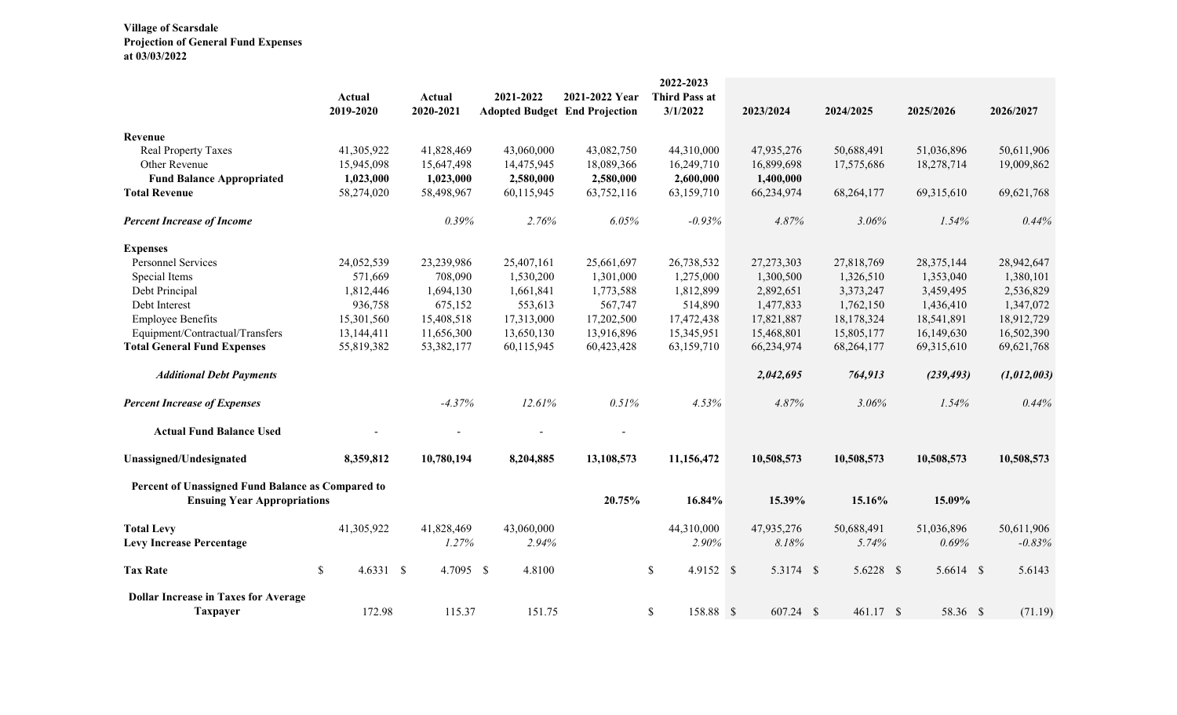**Village of Scarsdale**
**Projection of General Fund Expenses**
**at 03/03/2022**

| | Actual 2019-2020 | Actual 2020-2021 | 2021-2022 Adopted Budget | 2021-2022 Year End Projection | 2022-2023 Third Pass at 3/1/2022 | 2023/2024 | 2024/2025 | 2025/2026 | 2026/2027 |
|---|---|---|---|---|---|---|---|---|---|
| **Revenue** | | | | | | | | | |
| Real Property Taxes | 41,305,922 | 41,828,469 | 43,060,000 | 43,082,750 | 44,310,000 | 47,935,276 | 50,688,491 | 51,036,896 | 50,611,906 |
| Other Revenue | 15,945,098 | 15,647,498 | 14,475,945 | 18,089,366 | 16,249,710 | 16,899,698 | 17,575,686 | 18,278,714 | 19,009,862 |
| **Fund Balance Appropriated** | **1,023,000** | **1,023,000** | **2,580,000** | **2,580,000** | **2,600,000** | **1,400,000** | | | |
| **Total Revenue** | 58,274,020 | 58,498,967 | 60,115,945 | 63,752,116 | 63,159,710 | 66,234,974 | 68,264,177 | 69,315,610 | 69,621,768 |
| ***Percent Increase of Income*** | | *0.39%* | *2.76%* | *6.05%* | *-0.93%* | *4.87%* | *3.06%* | *1.54%* | *0.44%* |
| **Expenses** | | | | | | | | | |
| Personnel Services | 24,052,539 | 23,239,986 | 25,407,161 | 25,661,697 | 26,738,532 | 27,273,303 | 27,818,769 | 28,375,144 | 28,942,647 |
| Special Items | 571,669 | 708,090 | 1,530,200 | 1,301,000 | 1,275,000 | 1,300,500 | 1,326,510 | 1,353,040 | 1,380,101 |
| Debt Principal | 1,812,446 | 1,694,130 | 1,661,841 | 1,773,588 | 1,812,899 | 2,892,651 | 3,373,247 | 3,459,495 | 2,536,829 |
| Debt Interest | 936,758 | 675,152 | 553,613 | 567,747 | 514,890 | 1,477,833 | 1,762,150 | 1,436,410 | 1,347,072 |
| Employee Benefits | 15,301,560 | 15,408,518 | 17,313,000 | 17,202,500 | 17,472,438 | 17,821,887 | 18,178,324 | 18,541,891 | 18,912,729 |
| Equipment/Contractual/Transfers | 13,144,411 | 11,656,300 | 13,650,130 | 13,916,896 | 15,345,951 | 15,468,801 | 15,805,177 | 16,149,630 | 16,502,390 |
| **Total General Fund Expenses** | 55,819,382 | 53,382,177 | 60,115,945 | 60,423,428 | 63,159,710 | 66,234,974 | 68,264,177 | 69,315,610 | 69,621,768 |
| ***Additional Debt Payments*** | | | | | | ***2,042,695*** | ***764,913*** | ***(239,493)*** | ***(1,012,003)*** |
| ***Percent Increase of Expenses*** | | *-4.37%* | *12.61%* | *0.51%* | *4.53%* | *4.87%* | *3.06%* | *1.54%* | *0.44%* |
| **Actual Fund Balance Used** | - | - | - | - | | | | | |
| **Unassigned/Undesignated** | **8,359,812** | **10,780,194** | **8,204,885** | **13,108,573** | **11,156,472** | **10,508,573** | **10,508,573** | **10,508,573** | **10,508,573** |
| **Percent of Unassigned Fund Balance as Compared to Ensuing Year Appropriations** | | | | **20.75%** | **16.84%** | **15.39%** | **15.16%** | **15.09%** | |
| **Total Levy** | 41,305,922 | 41,828,469 | 43,060,000 | | 44,310,000 | 47,935,276 | 50,688,491 | 51,036,896 | 50,611,906 |
| **Levy Increase Percentage** | | *1.27%* | *2.94%* | | *2.90%* | *8.18%* | *5.74%* | *0.69%* | *-0.83%* |
| **Tax Rate** | $ 4.6331 | $ 4.7095 | $ 4.8100 | | $ 4.9152 | $ 5.3174 | $ 5.6228 | $ 5.6614 | $ 5.6143 |
| **Dollar Increase in Taxes for Average Taxpayer** | 172.98 | 115.37 | 151.75 | | $ 158.88 | $ 607.24 | $ 461.17 | $ 58.36 | $ (71.19) |